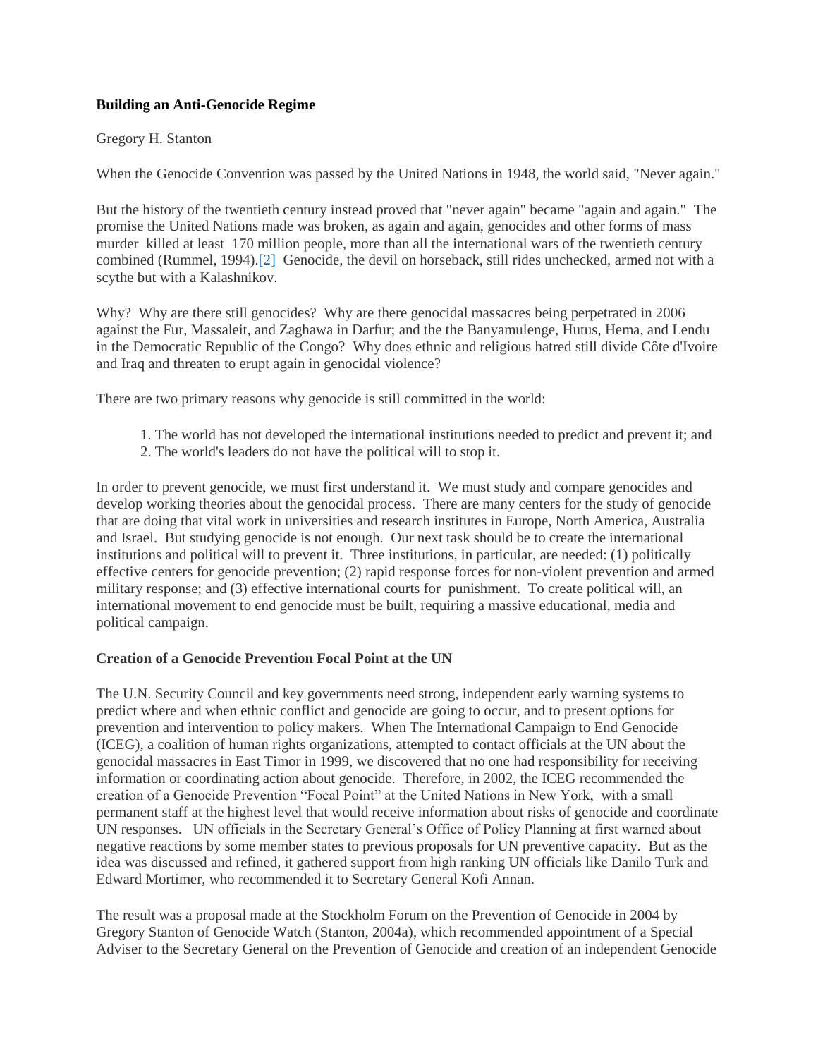**Building an Anti-Genocide Regime**

Gregory H. Stanton

When the Genocide Convention was passed by the United Nations in 1948, the world said, "Never again."

But the history of the twentieth century instead proved that "never again" became "again and again." The promise the United Nations made was broken, as again and again, genocides and other forms of mass murder killed at least 170 million people, more than all the international wars of the twentieth century combined (Rummel, 1994).[2] Genocide, the devil on horseback, still rides unchecked, armed not with a scythe but with a Kalashnikov.

Why? Why are there still genocides? Why are there genocidal massacres being perpetrated in 2006 against the Fur, Massaleit, and Zaghawa in Darfur; and the the Banyamulenge, Hutus, Hema, and Lendu in the Democratic Republic of the Congo? Why does ethnic and religious hatred still divide Côte d'Ivoire and Iraq and threaten to erupt again in genocidal violence?

There are two primary reasons why genocide is still committed in the world:

1. The world has not developed the international institutions needed to predict and prevent it; and
2. The world's leaders do not have the political will to stop it.

In order to prevent genocide, we must first understand it. We must study and compare genocides and develop working theories about the genocidal process. There are many centers for the study of genocide that are doing that vital work in universities and research institutes in Europe, North America, Australia and Israel. But studying genocide is not enough. Our next task should be to create the international institutions and political will to prevent it. Three institutions, in particular, are needed: (1) politically effective centers for genocide prevention; (2) rapid response forces for non-violent prevention and armed military response; and (3) effective international courts for punishment. To create political will, an international movement to end genocide must be built, requiring a massive educational, media and political campaign.

**Creation of a Genocide Prevention Focal Point at the UN**

The U.N. Security Council and key governments need strong, independent early warning systems to predict where and when ethnic conflict and genocide are going to occur, and to present options for prevention and intervention to policy makers. When The International Campaign to End Genocide (ICEG), a coalition of human rights organizations, attempted to contact officials at the UN about the genocidal massacres in East Timor in 1999, we discovered that no one had responsibility for receiving information or coordinating action about genocide. Therefore, in 2002, the ICEG recommended the creation of a Genocide Prevention "Focal Point" at the United Nations in New York, with a small permanent staff at the highest level that would receive information about risks of genocide and coordinate UN responses. UN officials in the Secretary General's Office of Policy Planning at first warned about negative reactions by some member states to previous proposals for UN preventive capacity. But as the idea was discussed and refined, it gathered support from high ranking UN officials like Danilo Turk and Edward Mortimer, who recommended it to Secretary General Kofi Annan.

The result was a proposal made at the Stockholm Forum on the Prevention of Genocide in 2004 by Gregory Stanton of Genocide Watch (Stanton, 2004a), which recommended appointment of a Special Adviser to the Secretary General on the Prevention of Genocide and creation of an independent Genocide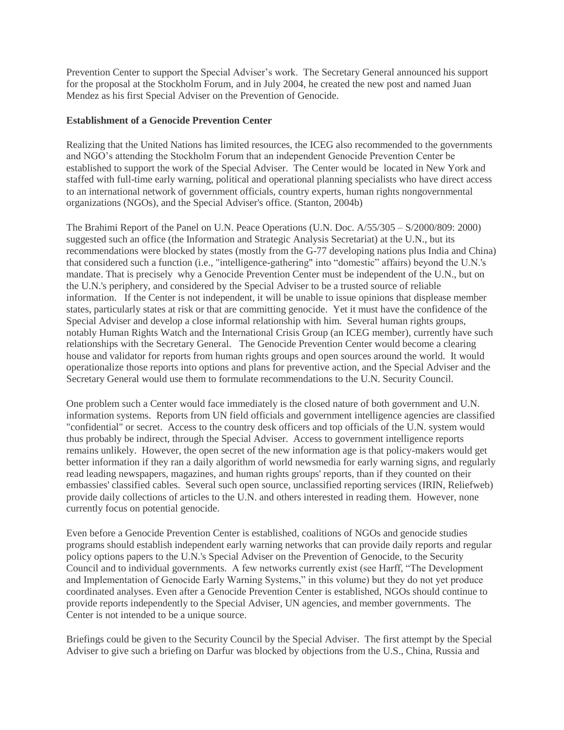Prevention Center to support the Special Adviser's work. The Secretary General announced his support for the proposal at the Stockholm Forum, and in July 2004, he created the new post and named Juan Mendez as his first Special Adviser on the Prevention of Genocide.

**Establishment of a Genocide Prevention Center**

Realizing that the United Nations has limited resources, the ICEG also recommended to the governments and NGO's attending the Stockholm Forum that an independent Genocide Prevention Center be established to support the work of the Special Adviser. The Center would be located in New York and staffed with full-time early warning, political and operational planning specialists who have direct access to an international network of government officials, country experts, human rights nongovernmental organizations (NGOs), and the Special Adviser's office. (Stanton, 2004b)

The Brahimi Report of the Panel on U.N. Peace Operations (U.N. Doc. A/55/305 – S/2000/809: 2000) suggested such an office (the Information and Strategic Analysis Secretariat) at the U.N., but its recommendations were blocked by states (mostly from the G-77 developing nations plus India and China) that considered such a function (i.e., "intelligence-gathering" into "domestic" affairs) beyond the U.N.'s mandate. That is precisely why a Genocide Prevention Center must be independent of the U.N., but on the U.N.'s periphery, and considered by the Special Adviser to be a trusted source of reliable information. If the Center is not independent, it will be unable to issue opinions that displease member states, particularly states at risk or that are committing genocide. Yet it must have the confidence of the Special Adviser and develop a close informal relationship with him. Several human rights groups, notably Human Rights Watch and the International Crisis Group (an ICEG member), currently have such relationships with the Secretary General. The Genocide Prevention Center would become a clearing house and validator for reports from human rights groups and open sources around the world. It would operationalize those reports into options and plans for preventive action, and the Special Adviser and the Secretary General would use them to formulate recommendations to the U.N. Security Council.

One problem such a Center would face immediately is the closed nature of both government and U.N. information systems. Reports from UN field officials and government intelligence agencies are classified "confidential" or secret. Access to the country desk officers and top officials of the U.N. system would thus probably be indirect, through the Special Adviser. Access to government intelligence reports remains unlikely. However, the open secret of the new information age is that policy-makers would get better information if they ran a daily algorithm of world newsmedia for early warning signs, and regularly read leading newspapers, magazines, and human rights groups' reports, than if they counted on their embassies' classified cables. Several such open source, unclassified reporting services (IRIN, Reliefweb) provide daily collections of articles to the U.N. and others interested in reading them. However, none currently focus on potential genocide.

Even before a Genocide Prevention Center is established, coalitions of NGOs and genocide studies programs should establish independent early warning networks that can provide daily reports and regular policy options papers to the U.N.'s Special Adviser on the Prevention of Genocide, to the Security Council and to individual governments. A few networks currently exist (see Harff, "The Development and Implementation of Genocide Early Warning Systems," in this volume) but they do not yet produce coordinated analyses. Even after a Genocide Prevention Center is established, NGOs should continue to provide reports independently to the Special Adviser, UN agencies, and member governments. The Center is not intended to be a unique source.

Briefings could be given to the Security Council by the Special Adviser. The first attempt by the Special Adviser to give such a briefing on Darfur was blocked by objections from the U.S., China, Russia and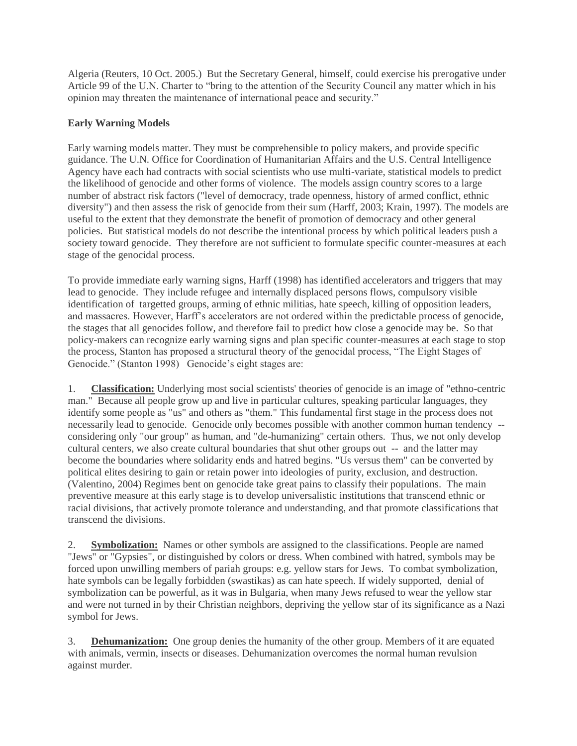Algeria (Reuters, 10 Oct. 2005.) But the Secretary General, himself, could exercise his prerogative under Article 99 of the U.N. Charter to "bring to the attention of the Security Council any matter which in his opinion may threaten the maintenance of international peace and security."

**Early Warning Models**

Early warning models matter. They must be comprehensible to policy makers, and provide specific guidance. The U.N. Office for Coordination of Humanitarian Affairs and the U.S. Central Intelligence Agency have each had contracts with social scientists who use multi-variate, statistical models to predict the likelihood of genocide and other forms of violence. The models assign country scores to a large number of abstract risk factors ("level of democracy, trade openness, history of armed conflict, ethnic diversity") and then assess the risk of genocide from their sum (Harff, 2003; Krain, 1997). The models are useful to the extent that they demonstrate the benefit of promotion of democracy and other general policies. But statistical models do not describe the intentional process by which political leaders push a society toward genocide. They therefore are not sufficient to formulate specific counter-measures at each stage of the genocidal process.

To provide immediate early warning signs, Harff (1998) has identified accelerators and triggers that may lead to genocide. They include refugee and internally displaced persons flows, compulsory visible identification of targetted groups, arming of ethnic militias, hate speech, killing of opposition leaders, and massacres. However, Harff's accelerators are not ordered within the predictable process of genocide, the stages that all genocides follow, and therefore fail to predict how close a genocide may be. So that policy-makers can recognize early warning signs and plan specific counter-measures at each stage to stop the process, Stanton has proposed a structural theory of the genocidal process, "The Eight Stages of Genocide." (Stanton 1998) Genocide's eight stages are:

1. **Classification:** Underlying most social scientists' theories of genocide is an image of "ethno-centric man." Because all people grow up and live in particular cultures, speaking particular languages, they identify some people as "us" and others as "them." This fundamental first stage in the process does not necessarily lead to genocide. Genocide only becomes possible with another common human tendency -- considering only "our group" as human, and "de-humanizing" certain others. Thus, we not only develop cultural centers, we also create cultural boundaries that shut other groups out -- and the latter may become the boundaries where solidarity ends and hatred begins. "Us versus them" can be converted by political elites desiring to gain or retain power into ideologies of purity, exclusion, and destruction. (Valentino, 2004) Regimes bent on genocide take great pains to classify their populations. The main preventive measure at this early stage is to develop universalistic institutions that transcend ethnic or racial divisions, that actively promote tolerance and understanding, and that promote classifications that transcend the divisions.

2. **Symbolization:** Names or other symbols are assigned to the classifications. People are named "Jews" or "Gypsies", or distinguished by colors or dress. When combined with hatred, symbols may be forced upon unwilling members of pariah groups: e.g. yellow stars for Jews. To combat symbolization, hate symbols can be legally forbidden (swastikas) as can hate speech. If widely supported, denial of symbolization can be powerful, as it was in Bulgaria, when many Jews refused to wear the yellow star and were not turned in by their Christian neighbors, depriving the yellow star of its significance as a Nazi symbol for Jews.

3. **Dehumanization:** One group denies the humanity of the other group. Members of it are equated with animals, vermin, insects or diseases. Dehumanization overcomes the normal human revulsion against murder.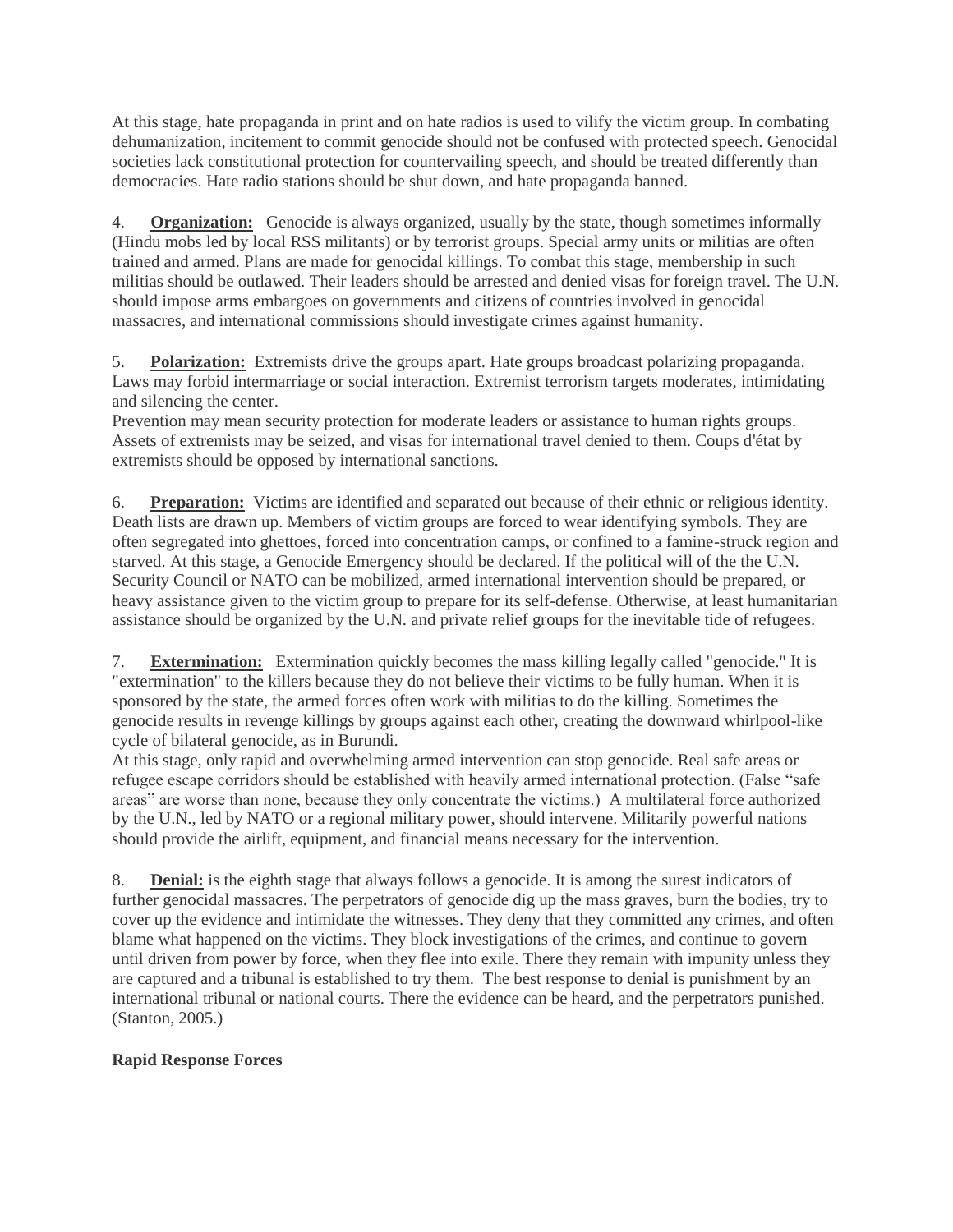At this stage, hate propaganda in print and on hate radios is used to vilify the victim group. In combating dehumanization, incitement to commit genocide should not be confused with protected speech. Genocidal societies lack constitutional protection for countervailing speech, and should be treated differently than democracies. Hate radio stations should be shut down, and hate propaganda banned.

4. **Organization:** Genocide is always organized, usually by the state, though sometimes informally (Hindu mobs led by local RSS militants) or by terrorist groups. Special army units or militias are often trained and armed. Plans are made for genocidal killings. To combat this stage, membership in such militias should be outlawed. Their leaders should be arrested and denied visas for foreign travel. The U.N. should impose arms embargoes on governments and citizens of countries involved in genocidal massacres, and international commissions should investigate crimes against humanity.

5. **Polarization:** Extremists drive the groups apart. Hate groups broadcast polarizing propaganda. Laws may forbid intermarriage or social interaction. Extremist terrorism targets moderates, intimidating and silencing the center.
Prevention may mean security protection for moderate leaders or assistance to human rights groups. Assets of extremists may be seized, and visas for international travel denied to them. Coups d'état by extremists should be opposed by international sanctions.

6. **Preparation:** Victims are identified and separated out because of their ethnic or religious identity. Death lists are drawn up. Members of victim groups are forced to wear identifying symbols. They are often segregated into ghettoes, forced into concentration camps, or confined to a famine-struck region and starved. At this stage, a Genocide Emergency should be declared. If the political will of the the U.N. Security Council or NATO can be mobilized, armed international intervention should be prepared, or heavy assistance given to the victim group to prepare for its self-defense. Otherwise, at least humanitarian assistance should be organized by the U.N. and private relief groups for the inevitable tide of refugees.

7. **Extermination:** Extermination quickly becomes the mass killing legally called "genocide." It is "extermination" to the killers because they do not believe their victims to be fully human. When it is sponsored by the state, the armed forces often work with militias to do the killing. Sometimes the genocide results in revenge killings by groups against each other, creating the downward whirlpool-like cycle of bilateral genocide, as in Burundi.
At this stage, only rapid and overwhelming armed intervention can stop genocide. Real safe areas or refugee escape corridors should be established with heavily armed international protection. (False "safe areas" are worse than none, because they only concentrate the victims.) A multilateral force authorized by the U.N., led by NATO or a regional military power, should intervene. Militarily powerful nations should provide the airlift, equipment, and financial means necessary for the intervention.

8. **Denial:** is the eighth stage that always follows a genocide. It is among the surest indicators of further genocidal massacres. The perpetrators of genocide dig up the mass graves, burn the bodies, try to cover up the evidence and intimidate the witnesses. They deny that they committed any crimes, and often blame what happened on the victims. They block investigations of the crimes, and continue to govern until driven from power by force, when they flee into exile. There they remain with impunity unless they are captured and a tribunal is established to try them. The best response to denial is punishment by an international tribunal or national courts. There the evidence can be heard, and the perpetrators punished. (Stanton, 2005.)

**Rapid Response Forces**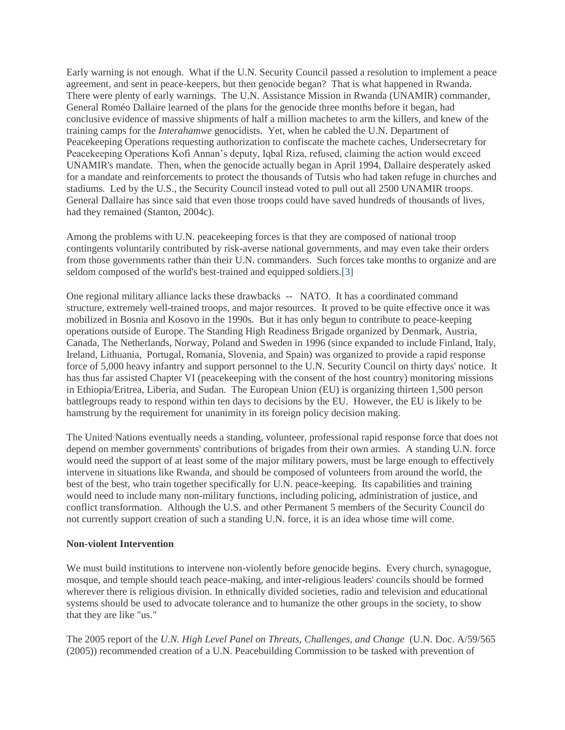Early warning is not enough. What if the U.N. Security Council passed a resolution to implement a peace agreement, and sent in peace-keepers, but then genocide began? That is what happened in Rwanda. There were plenty of early warnings. The U.N. Assistance Mission in Rwanda (UNAMIR) commander, General Roméo Dallaire learned of the plans for the genocide three months before it began, had conclusive evidence of massive shipments of half a million machetes to arm the killers, and knew of the training camps for the *Interahamwe* genocidists. Yet, when he cabled the U.N. Department of Peacekeeping Operations requesting authorization to confiscate the machete caches, Undersecretary for Peacekeeping Operations Kofi Annan's deputy, Iqbal Riza, refused, claiming the action would exceed UNAMIR's mandate. Then, when the genocide actually began in April 1994, Dallaire desperately asked for a mandate and reinforcements to protect the thousands of Tutsis who had taken refuge in churches and stadiums. Led by the U.S., the Security Council instead voted to pull out all 2500 UNAMIR troops. General Dallaire has since said that even those troops could have saved hundreds of thousands of lives, had they remained (Stanton, 2004c).

Among the problems with U.N. peacekeeping forces is that they are composed of national troop contingents voluntarily contributed by risk-averse national governments, and may even take their orders from those governments rather than their U.N. commanders. Such forces take months to organize and are seldom composed of the world's best-trained and equipped soldiers.[3]

One regional military alliance lacks these drawbacks -- NATO. It has a coordinated command structure, extremely well-trained troops, and major resources. It proved to be quite effective once it was mobilized in Bosnia and Kosovo in the 1990s. But it has only begun to contribute to peace-keeping operations outside of Europe. The Standing High Readiness Brigade organized by Denmark, Austria, Canada, The Netherlands, Norway, Poland and Sweden in 1996 (since expanded to include Finland, Italy, Ireland, Lithuania, Portugal, Romania, Slovenia, and Spain) was organized to provide a rapid response force of 5,000 heavy infantry and support personnel to the U.N. Security Council on thirty days' notice. It has thus far assisted Chapter VI (peacekeeping with the consent of the host country) monitoring missions in Ethiopia/Eritrea, Liberia, and Sudan. The European Union (EU) is organizing thirteen 1,500 person battlegroups ready to respond within ten days to decisions by the EU. However, the EU is likely to be hamstrung by the requirement for unanimity in its foreign policy decision making.

The United Nations eventually needs a standing, volunteer, professional rapid response force that does not depend on member governments' contributions of brigades from their own armies. A standing U.N. force would need the support of at least some of the major military powers, must be large enough to effectively intervene in situations like Rwanda, and should be composed of volunteers from around the world, the best of the best, who train together specifically for U.N. peace-keeping. Its capabilities and training would need to include many non-military functions, including policing, administration of justice, and conflict transformation. Although the U.S. and other Permanent 5 members of the Security Council do not currently support creation of such a standing U.N. force, it is an idea whose time will come.

**Non-violent Intervention**

We must build institutions to intervene non-violently before genocide begins. Every church, synagogue, mosque, and temple should teach peace-making, and inter-religious leaders' councils should be formed wherever there is religious division. In ethnically divided societies, radio and television and educational systems should be used to advocate tolerance and to humanize the other groups in the society, to show that they are like "us."

The 2005 report of the *U.N. High Level Panel on Threats, Challenges, and Change* (U.N. Doc. A/59/565 (2005)) recommended creation of a U.N. Peacebuilding Commission to be tasked with prevention of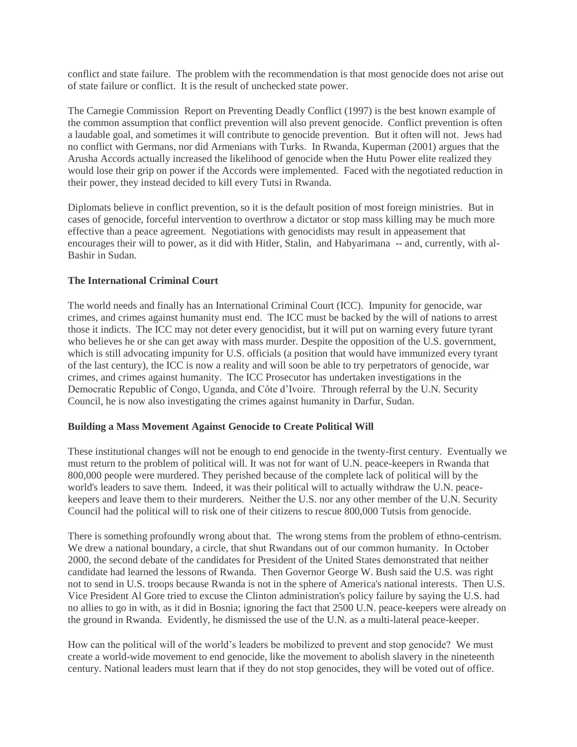conflict and state failure. The problem with the recommendation is that most genocide does not arise out of state failure or conflict. It is the result of unchecked state power.

The Carnegie Commission Report on Preventing Deadly Conflict (1997) is the best known example of the common assumption that conflict prevention will also prevent genocide. Conflict prevention is often a laudable goal, and sometimes it will contribute to genocide prevention. But it often will not. Jews had no conflict with Germans, nor did Armenians with Turks. In Rwanda, Kuperman (2001) argues that the Arusha Accords actually increased the likelihood of genocide when the Hutu Power elite realized they would lose their grip on power if the Accords were implemented. Faced with the negotiated reduction in their power, they instead decided to kill every Tutsi in Rwanda.

Diplomats believe in conflict prevention, so it is the default position of most foreign ministries. But in cases of genocide, forceful intervention to overthrow a dictator or stop mass killing may be much more effective than a peace agreement. Negotiations with genocidists may result in appeasement that encourages their will to power, as it did with Hitler, Stalin, and Habyarimana -- and, currently, with al-Bashir in Sudan.

**The International Criminal Court**

The world needs and finally has an International Criminal Court (ICC). Impunity for genocide, war crimes, and crimes against humanity must end. The ICC must be backed by the will of nations to arrest those it indicts. The ICC may not deter every genocidist, but it will put on warning every future tyrant who believes he or she can get away with mass murder. Despite the opposition of the U.S. government, which is still advocating impunity for U.S. officials (a position that would have immunized every tyrant of the last century), the ICC is now a reality and will soon be able to try perpetrators of genocide, war crimes, and crimes against humanity. The ICC Prosecutor has undertaken investigations in the Democratic Republic of Congo, Uganda, and Côte d'Ivoire. Through referral by the U.N. Security Council, he is now also investigating the crimes against humanity in Darfur, Sudan.

**Building a Mass Movement Against Genocide to Create Political Will**

These institutional changes will not be enough to end genocide in the twenty-first century. Eventually we must return to the problem of political will. It was not for want of U.N. peace-keepers in Rwanda that 800,000 people were murdered. They perished because of the complete lack of political will by the world's leaders to save them. Indeed, it was their political will to actually withdraw the U.N. peace-keepers and leave them to their murderers. Neither the U.S. nor any other member of the U.N. Security Council had the political will to risk one of their citizens to rescue 800,000 Tutsis from genocide.

There is something profoundly wrong about that. The wrong stems from the problem of ethno-centrism. We drew a national boundary, a circle, that shut Rwandans out of our common humanity. In October 2000, the second debate of the candidates for President of the United States demonstrated that neither candidate had learned the lessons of Rwanda. Then Governor George W. Bush said the U.S. was right not to send in U.S. troops because Rwanda is not in the sphere of America's national interests. Then U.S. Vice President Al Gore tried to excuse the Clinton administration's policy failure by saying the U.S. had no allies to go in with, as it did in Bosnia; ignoring the fact that 2500 U.N. peace-keepers were already on the ground in Rwanda. Evidently, he dismissed the use of the U.N. as a multi-lateral peace-keeper.

How can the political will of the world's leaders be mobilized to prevent and stop genocide? We must create a world-wide movement to end genocide, like the movement to abolish slavery in the nineteenth century. National leaders must learn that if they do not stop genocides, they will be voted out of office.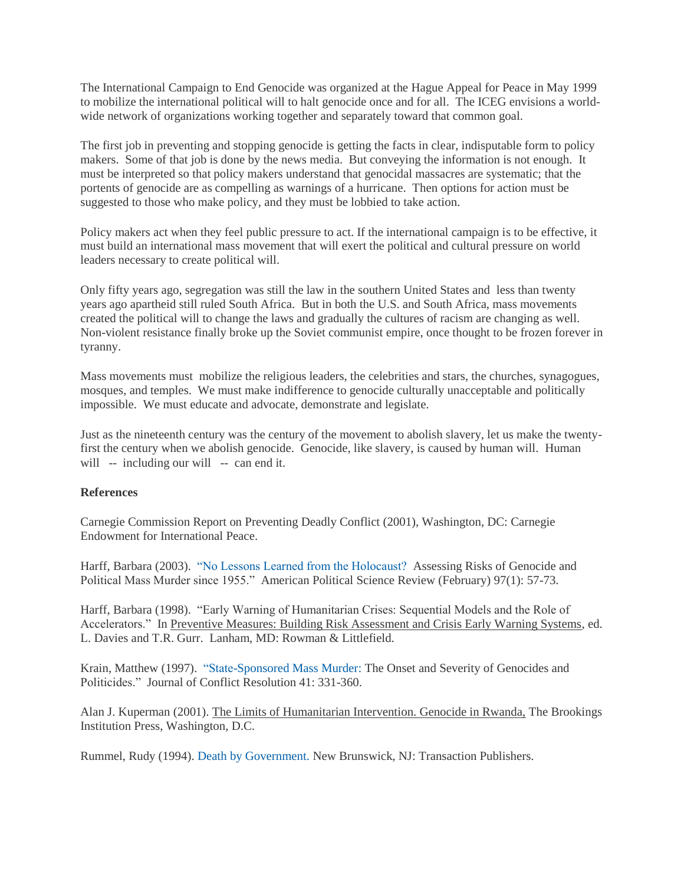The International Campaign to End Genocide was organized at the Hague Appeal for Peace in May 1999 to mobilize the international political will to halt genocide once and for all. The ICEG envisions a world-wide network of organizations working together and separately toward that common goal.

The first job in preventing and stopping genocide is getting the facts in clear, indisputable form to policy makers. Some of that job is done by the news media. But conveying the information is not enough. It must be interpreted so that policy makers understand that genocidal massacres are systematic; that the portents of genocide are as compelling as warnings of a hurricane. Then options for action must be suggested to those who make policy, and they must be lobbied to take action.

Policy makers act when they feel public pressure to act. If the international campaign is to be effective, it must build an international mass movement that will exert the political and cultural pressure on world leaders necessary to create political will.

Only fifty years ago, segregation was still the law in the southern United States and less than twenty years ago apartheid still ruled South Africa. But in both the U.S. and South Africa, mass movements created the political will to change the laws and gradually the cultures of racism are changing as well. Non-violent resistance finally broke up the Soviet communist empire, once thought to be frozen forever in tyranny.

Mass movements must mobilize the religious leaders, the celebrities and stars, the churches, synagogues, mosques, and temples. We must make indifference to genocide culturally unacceptable and politically impossible. We must educate and advocate, demonstrate and legislate.

Just as the nineteenth century was the century of the movement to abolish slavery, let us make the twenty-first the century when we abolish genocide. Genocide, like slavery, is caused by human will. Human will -- including our will -- can end it.

**References**

Carnegie Commission Report on Preventing Deadly Conflict (2001), Washington, DC: Carnegie Endowment for International Peace.

Harff, Barbara (2003). "No Lessons Learned from the Holocaust? Assessing Risks of Genocide and Political Mass Murder since 1955." American Political Science Review (February) 97(1): 57-73.

Harff, Barbara (1998). "Early Warning of Humanitarian Crises: Sequential Models and the Role of Accelerators." In Preventive Measures: Building Risk Assessment and Crisis Early Warning Systems, ed. L. Davies and T.R. Gurr. Lanham, MD: Rowman & Littlefield.

Krain, Matthew (1997). "State-Sponsored Mass Murder: The Onset and Severity of Genocides and Politicides." Journal of Conflict Resolution 41: 331-360.

Alan J. Kuperman (2001). The Limits of Humanitarian Intervention. Genocide in Rwanda, The Brookings Institution Press, Washington, D.C.

Rummel, Rudy (1994). Death by Government. New Brunswick, NJ: Transaction Publishers.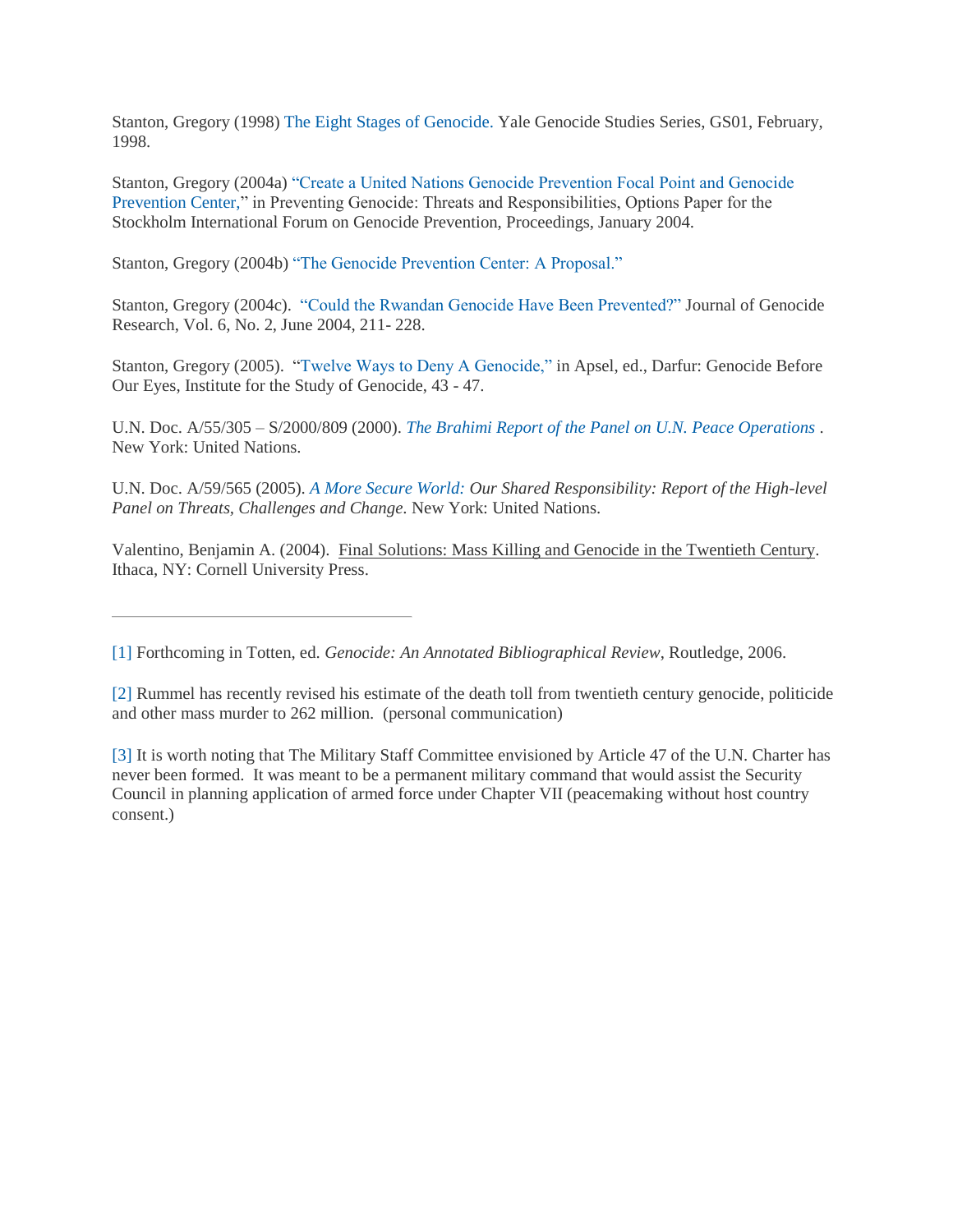Stanton, Gregory (1998) The Eight Stages of Genocide. Yale Genocide Studies Series, GS01, February, 1998.

Stanton, Gregory (2004a) "Create a United Nations Genocide Prevention Focal Point and Genocide Prevention Center," in Preventing Genocide: Threats and Responsibilities, Options Paper for the Stockholm International Forum on Genocide Prevention, Proceedings, January 2004.

Stanton, Gregory (2004b) "The Genocide Prevention Center: A Proposal."

Stanton, Gregory (2004c). "Could the Rwandan Genocide Have Been Prevented?" Journal of Genocide Research, Vol. 6, No. 2, June 2004, 211- 228.

Stanton, Gregory (2005). "Twelve Ways to Deny A Genocide," in Apsel, ed., Darfur: Genocide Before Our Eyes, Institute for the Study of Genocide, 43 - 47.

U.N. Doc. A/55/305 – S/2000/809 (2000). *The Brahimi Report of the Panel on U.N. Peace Operations* . New York: United Nations.

U.N. Doc. A/59/565 (2005). *A More Secure World: Our Shared Responsibility: Report of the High-level Panel on Threats, Challenges and Change*. New York: United Nations.

Valentino, Benjamin A. (2004). Final Solutions: Mass Killing and Genocide in the Twentieth Century. Ithaca, NY: Cornell University Press.

---

[1] Forthcoming in Totten, ed. *Genocide: An Annotated Bibliographical Review*, Routledge, 2006.

[2] Rummel has recently revised his estimate of the death toll from twentieth century genocide, politicide and other mass murder to 262 million. (personal communication)

[3] It is worth noting that The Military Staff Committee envisioned by Article 47 of the U.N. Charter has never been formed. It was meant to be a permanent military command that would assist the Security Council in planning application of armed force under Chapter VII (peacemaking without host country consent.)